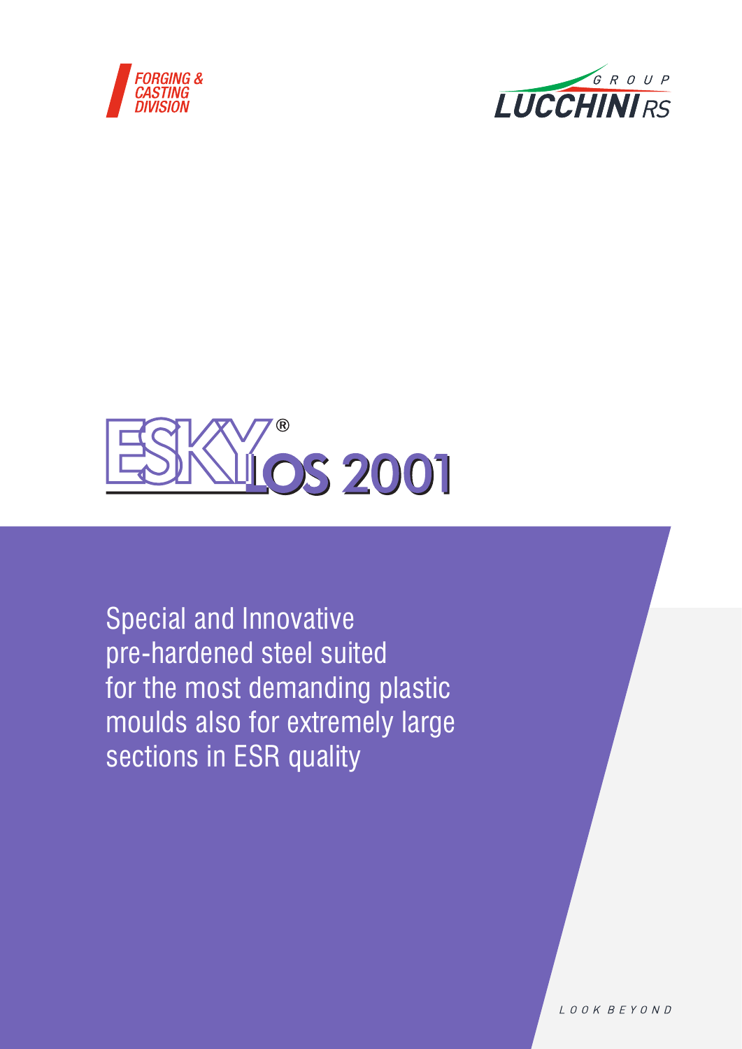FORGING & CASTING DIVISION

GROUP LUCCHINI RS

# ESKYLOS 2001®

Special and Innovative pre-hardened steel suited for the most demanding plastic moulds also for extremely large sections in ESR quality

LOOK BEYOND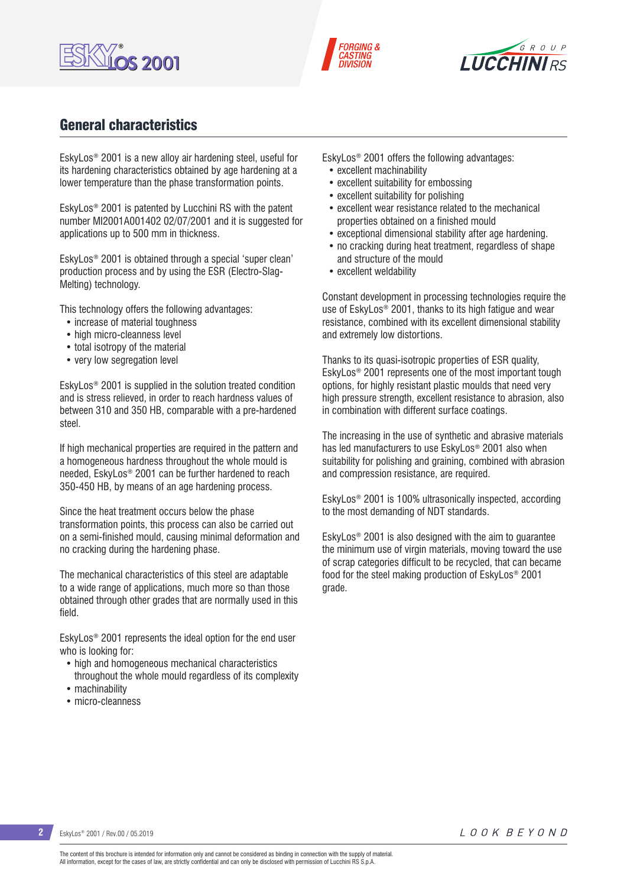## General characteristics

EskyLos® 2001 is a new alloy air hardening steel, useful for its hardening characteristics obtained by age hardening at a lower temperature than the phase transformation points.

EskyLos® 2001 is patented by Lucchini RS with the patent number MI2001A001402 02/07/2001 and it is suggested for applications up to 500 mm in thickness.

EskyLos® 2001 is obtained through a special 'super clean' production process and by using the ESR (Electro-Slag-Melting) technology.

This technology offers the following advantages:

- increase of material toughness
- high micro-cleanness level
- total isotropy of the material
- very low segregation level

EskyLos® 2001 is supplied in the solution treated condition and is stress relieved, in order to reach hardness values of between 310 and 350 HB, comparable with a pre-hardened steel.

If high mechanical properties are required in the pattern and a homogeneous hardness throughout the whole mould is needed, EskyLos® 2001 can be further hardened to reach 350-450 HB, by means of an age hardening process.

Since the heat treatment occurs below the phase transformation points, this process can also be carried out on a semi-finished mould, causing minimal deformation and no cracking during the hardening phase.

The mechanical characteristics of this steel are adaptable to a wide range of applications, much more so than those obtained through other grades that are normally used in this field.

EskyLos® 2001 represents the ideal option for the end user who is looking for:

- high and homogeneous mechanical characteristics throughout the whole mould regardless of its complexity
- machinability
- micro-cleanness

EskyLos® 2001 offers the following advantages:

- excellent machinability
- excellent suitability for embossing
- excellent suitability for polishing
- excellent wear resistance related to the mechanical properties obtained on a finished mould
- exceptional dimensional stability after age hardening.
- no cracking during heat treatment, regardless of shape and structure of the mould
- excellent weldability

Constant development in processing technologies require the use of EskyLos® 2001, thanks to its high fatigue and wear resistance, combined with its excellent dimensional stability and extremely low distortions.

Thanks to its quasi-isotropic properties of ESR quality, EskyLos® 2001 represents one of the most important tough options, for highly resistant plastic moulds that need very high pressure strength, excellent resistance to abrasion, also in combination with different surface coatings.

The increasing in the use of synthetic and abrasive materials has led manufacturers to use EskyLos® 2001 also when suitability for polishing and graining, combined with abrasion and compression resistance, are required.

EskyLos® 2001 is 100% ultrasonically inspected, according to the most demanding of NDT standards.

EskyLos® 2001 is also designed with the aim to guarantee the minimum use of virgin materials, moving toward the use of scrap categories difficult to be recycled, that can became food for the steel making production of EskyLos® 2001 grade.

The content of this brochure is intended for information only and cannot be considered as binding in connection with the supply of material.
All information, except for the cases of law, are strictly confidential and can only be disclosed with permission of Lucchini RS S.p.A.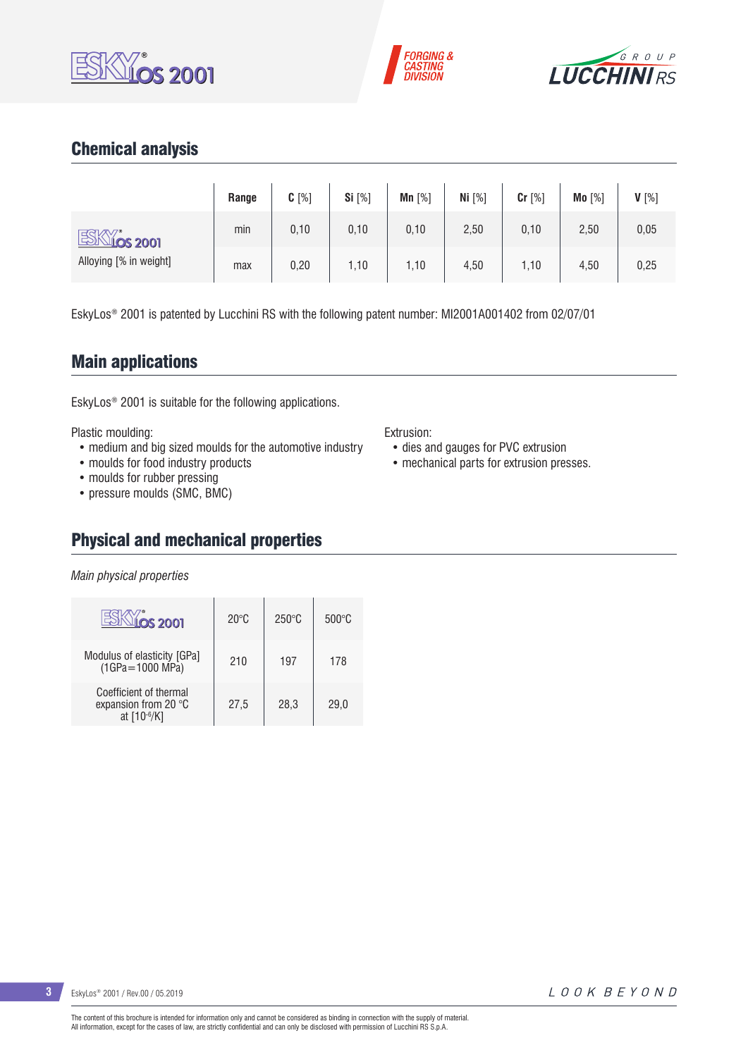## Chemical analysis

| | Range | C [%] | Si [%] | Mn [%] | Ni [%] | Cr [%] | Mo [%] | V [%] |
|---|---|---|---|---|---|---|---|---|
| ESKYLOS 2001 Alloying [% in weight] | min | 0,10 | 0,10 | 0,10 | 2,50 | 0,10 | 2,50 | 0,05 |
| | max | 0,20 | 1,10 | 1,10 | 4,50 | 1,10 | 4,50 | 0,25 |

EskyLos® 2001 is patented by Lucchini RS with the following patent number: MI2001A001402 from 02/07/01

## Main applications

EskyLos® 2001 is suitable for the following applications.

Plastic moulding:
- medium and big sized moulds for the automotive industry
- moulds for food industry products
- moulds for rubber pressing
- pressure moulds (SMC, BMC)

Extrusion:
- dies and gauges for PVC extrusion
- mechanical parts for extrusion presses.

## Physical and mechanical properties

*Main physical properties*

| ESKYLOS 2001 | 20°C | 250°C | 500°C |
|---|---|---|---|
| Modulus of elasticity [GPa] (1GPa=1000 MPa) | 210 | 197 | 178 |
| Coefficient of thermal expansion from 20 °C at [$10^{-6}$/K] | 27,5 | 28,3 | 29,0 |

The content of this brochure is intended for information only and cannot be considered as binding in connection with the supply of material.
All information, except for the cases of law, are strictly confidential and can only be disclosed with permission of Lucchini RS S.p.A.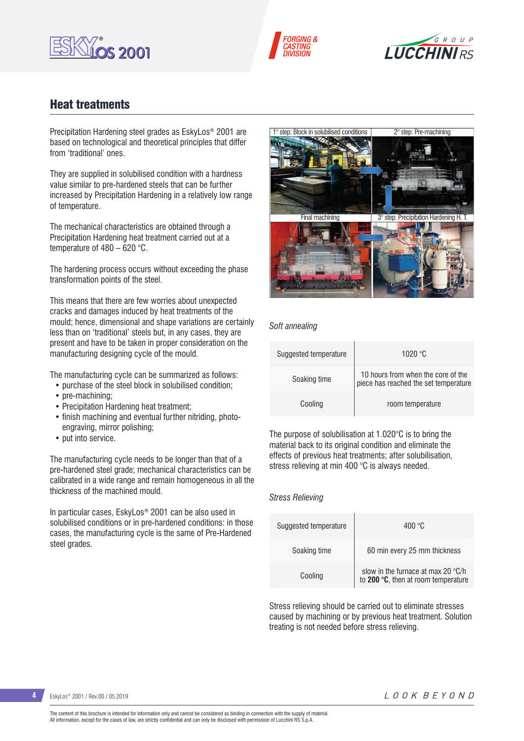## Heat treatments

Precipitation Hardening steel grades as EskyLos® 2001 are based on technological and theoretical principles that differ from 'traditional' ones.

They are supplied in solubilised condition with a hardness value similar to pre-hardened steels that can be further increased by Precipitation Hardening in a relatively low range of temperature.

The mechanical characteristics are obtained through a Precipitation Hardening heat treatment carried out at a temperature of 480 – 620 °C.

The hardening process occurs without exceeding the phase transformation points of the steel.

This means that there are few worries about unexpected cracks and damages induced by heat treatments of the mould; hence, dimensional and shape variations are certainly less than on 'traditional' steels but, in any cases, they are present and have to be taken in proper consideration on the manufacturing designing cycle of the mould.

The manufacturing cycle can be summarized as follows:

- purchase of the steel block in solubilised condition;
- pre-machining;
- Precipitation Hardening heat treatment;
- finish machining and eventual further nitriding, photo-engraving, mirror polishing;
- put into service.

The manufacturing cycle needs to be longer than that of a pre-hardened steel grade; mechanical characteristics can be calibrated in a wide range and remain homogeneous in all the thickness of the machined mould.

In particular cases, EskyLos® 2001 can be also used in solubilised conditions or in pre-hardened conditions: in those cases, the manufacturing cycle is the same of Pre-Hardened steel grades.

1° step: Block in solubilised conditions — 2° step: Pre-machining — 3° step: Precipitation Hardening H. T. — Final machining

*Soft annealing*

| | |
|---|---|
| Suggested temperature | 1020 °C |
| Soaking time | 10 hours from when the core of the piece has reached the set temperature |
| Cooling | room temperature |

The purpose of solubilisation at 1.020°C is to bring the material back to its original condition and eliminate the effects of previous heat treatments; after solubilisation, stress relieving at min 400 °C is always needed.

*Stress Relieving*

| | |
|---|---|
| Suggested temperature | 400 °C |
| Soaking time | 60 min every 25 mm thickness |
| Cooling | slow in the furnace at max 20 °C/h to **200 °C**, then at room temperature |

Stress relieving should be carried out to eliminate stresses caused by machining or by previous heat treatment. Solution treating is not needed before stress relieving.

The content of this brochure is intended for information only and cannot be considered as binding in connection with the supply of material.
All information, except for the cases of law, are strictly confidential and can only be disclosed with permission of Lucchini RS S.p.A.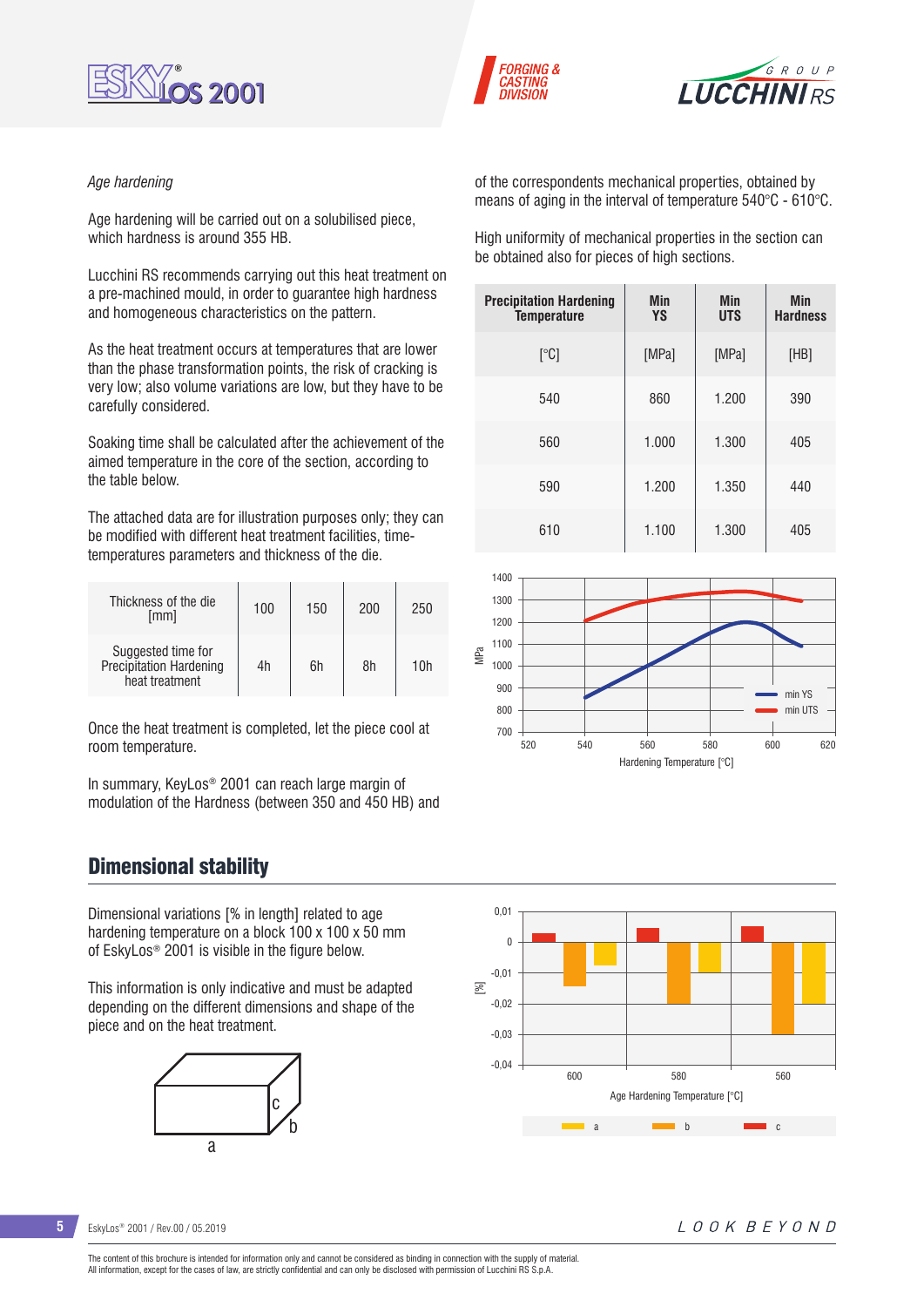*Age hardening*

Age hardening will be carried out on a solubilised piece, which hardness is around 355 HB.

Lucchini RS recommends carrying out this heat treatment on a pre-machined mould, in order to guarantee high hardness and homogeneous characteristics on the pattern.

As the heat treatment occurs at temperatures that are lower than the phase transformation points, the risk of cracking is very low; also volume variations are low, but they have to be carefully considered.

Soaking time shall be calculated after the achievement of the aimed temperature in the core of the section, according to the table below.

The attached data are for illustration purposes only; they can be modified with different heat treatment facilities, time-temperatures parameters and thickness of the die.

| Thickness of the die [mm] | 100 | 150 | 200 | 250 |
|---|---|---|---|---|
| Suggested time for Precipitation Hardening heat treatment | 4h | 6h | 8h | 10h |

Once the heat treatment is completed, let the piece cool at room temperature.

In summary, KeyLos® 2001 can reach large margin of modulation of the Hardness (between 350 and 450 HB) and of the correspondents mechanical properties, obtained by means of aging in the interval of temperature 540°C - 610°C.

High uniformity of mechanical properties in the section can be obtained also for pieces of high sections.

| Precipitation Hardening Temperature | Min YS | Min UTS | Min Hardness |
|---|---|---|---|
| [°C] | [MPa] | [MPa] | [HB] |
| 540 | 860 | 1.200 | 390 |
| 560 | 1.000 | 1.300 | 405 |
| 590 | 1.200 | 1.350 | 440 |
| 610 | 1.100 | 1.300 | 405 |

## Dimensional stability

Dimensional variations [% in length] related to age hardening temperature on a block 100 x 100 x 50 mm of EskyLos® 2001 is visible in the figure below.

This information is only indicative and must be adapted depending on the different dimensions and shape of the piece and on the heat treatment.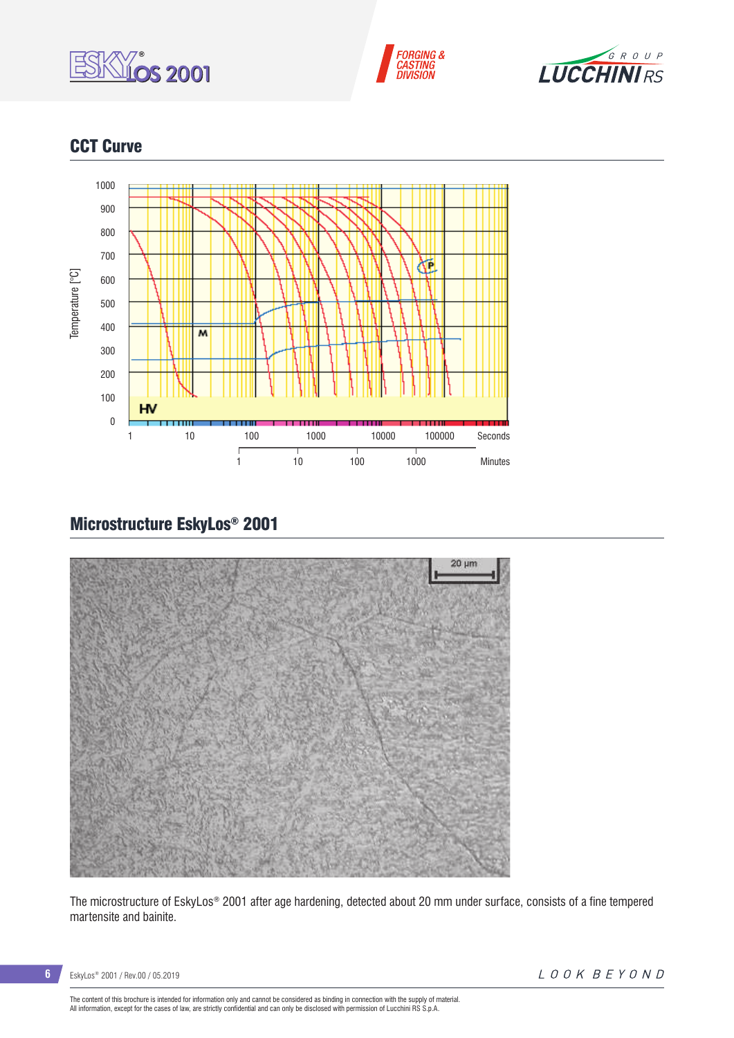## CCT Curve

## Microstructure EskyLos® 2001

The microstructure of EskyLos® 2001 after age hardening, detected about 20 mm under surface, consists of a fine tempered martensite and bainite.

The content of this brochure is intended for information only and cannot be considered as binding in connection with the supply of material.
All information, except for the cases of law, are strictly confidential and can only be disclosed with permission of Lucchini RS S.p.A.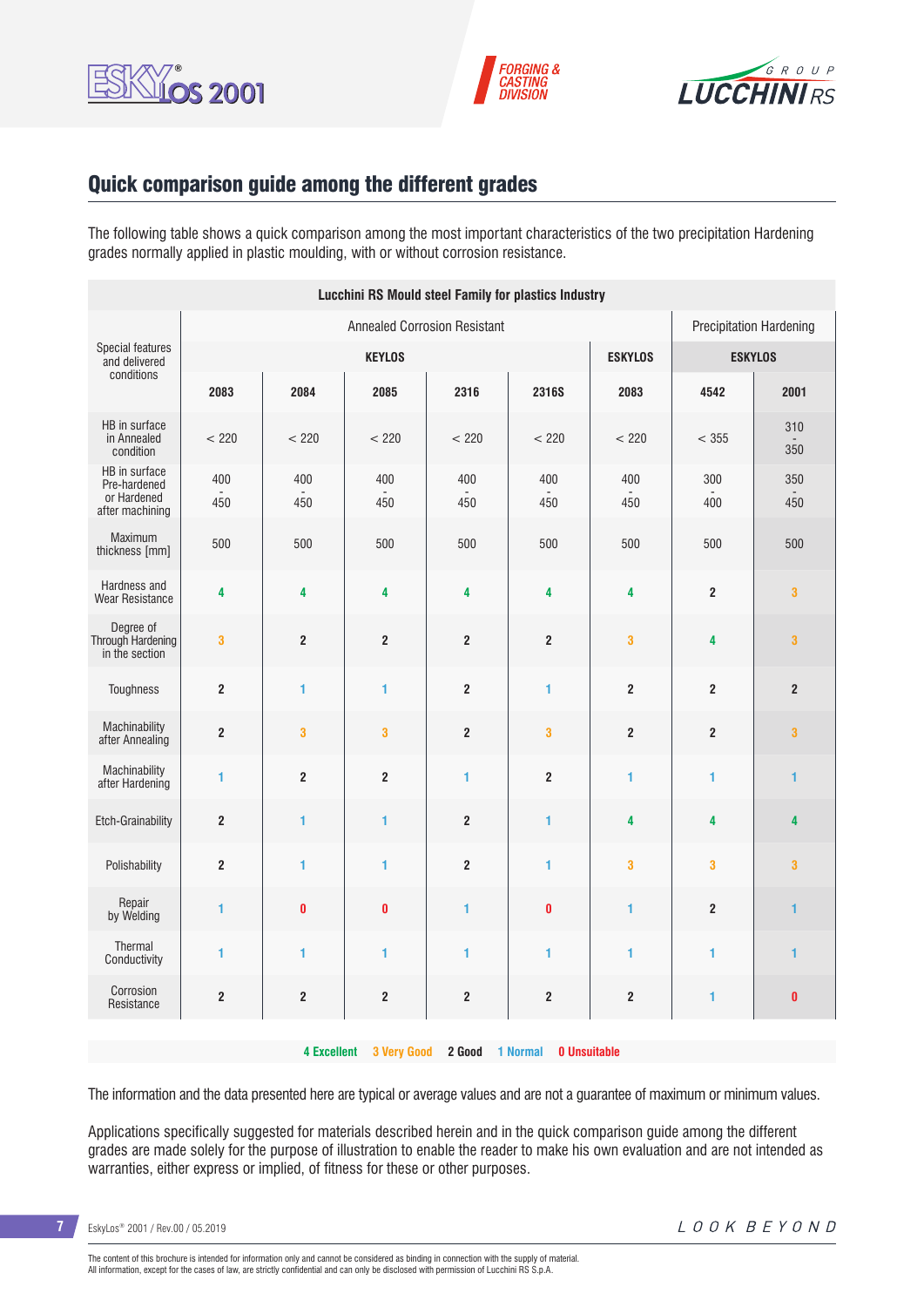## Quick comparison guide among the different grades

The following table shows a quick comparison among the most important characteristics of the two precipitation Hardening grades normally applied in plastic moulding, with or without corrosion resistance.

| Lucchini RS Mould steel Family for plastics Industry | | | | | | | | |
|---|---|---|---|---|---|---|---|---|
| Special features and delivered conditions | Annealed Corrosion Resistant | | | | | | Precipitation Hardening | |
| | KEYLOS | | | | | ESKYLOS | ESKYLOS | |
| | 2083 | 2084 | 2085 | 2316 | 2316S | 2083 | 4542 | 2001 |
| HB in surface in Annealed condition | < 220 | < 220 | < 220 | < 220 | < 220 | < 220 | < 355 | 310 - 350 |
| HB in surface Pre-hardened or Hardened after machining | 400 - 450 | 400 - 450 | 400 - 450 | 400 - 450 | 400 - 450 | 400 - 450 | 300 - 400 | 350 - 450 |
| Maximum thickness [mm] | 500 | 500 | 500 | 500 | 500 | 500 | 500 | 500 |
| Hardness and Wear Resistance | 4 | 4 | 4 | 4 | 4 | 4 | 2 | 3 |
| Degree of Through Hardening in the section | 3 | 2 | 2 | 2 | 2 | 3 | 4 | 3 |
| Toughness | 2 | 1 | 1 | 2 | 1 | 2 | 2 | 2 |
| Machinability after Annealing | 2 | 3 | 3 | 2 | 3 | 2 | 2 | 3 |
| Machinability after Hardening | 1 | 2 | 2 | 1 | 2 | 1 | 1 | 1 |
| Etch-Grainability | 2 | 1 | 1 | 2 | 1 | 4 | 4 | 4 |
| Polishability | 2 | 1 | 1 | 2 | 1 | 3 | 3 | 3 |
| Repair by Welding | 1 | 0 | 0 | 1 | 0 | 1 | 2 | 1 |
| Thermal Conductivity | 1 | 1 | 1 | 1 | 1 | 1 | 1 | 1 |
| Corrosion Resistance | 2 | 2 | 2 | 2 | 2 | 2 | 1 | 0 |

**4 Excellent** **3 Very Good** **2 Good** **1 Normal** **0 Unsuitable**

The information and the data presented here are typical or average values and are not a guarantee of maximum or minimum values.

Applications specifically suggested for materials described herein and in the quick comparison guide among the different grades are made solely for the purpose of illustration to enable the reader to make his own evaluation and are not intended as warranties, either express or implied, of fitness for these or other purposes.

The content of this brochure is intended for information only and cannot be considered as binding in connection with the supply of material.
All information, except for the cases of law, are strictly confidential and can only be disclosed with permission of Lucchini RS S.p.A.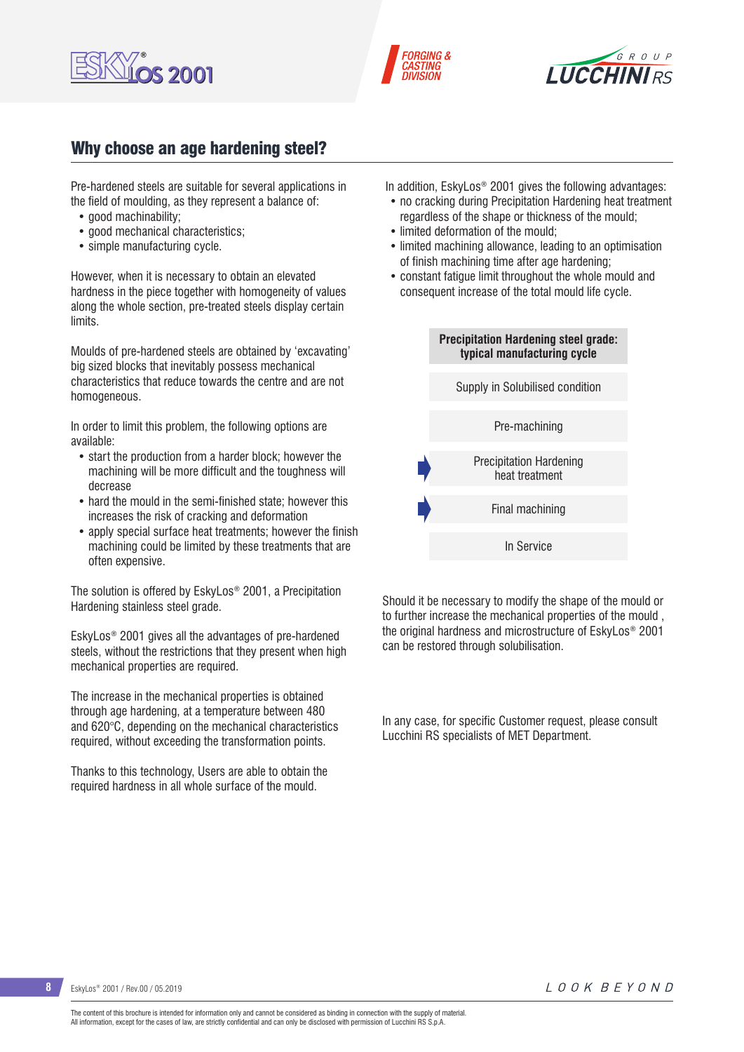## Why choose an age hardening steel?

Pre-hardened steels are suitable for several applications in the field of moulding, as they represent a balance of:

- good machinability;
- good mechanical characteristics;
- simple manufacturing cycle.

However, when it is necessary to obtain an elevated hardness in the piece together with homogeneity of values along the whole section, pre-treated steels display certain limits.

Moulds of pre-hardened steels are obtained by 'excavating' big sized blocks that inevitably possess mechanical characteristics that reduce towards the centre and are not homogeneous.

In order to limit this problem, the following options are available:

- start the production from a harder block; however the machining will be more difficult and the toughness will decrease
- hard the mould in the semi-finished state; however this increases the risk of cracking and deformation
- apply special surface heat treatments; however the finish machining could be limited by these treatments that are often expensive.

The solution is offered by EskyLos® 2001, a Precipitation Hardening stainless steel grade.

EskyLos® 2001 gives all the advantages of pre-hardened steels, without the restrictions that they present when high mechanical properties are required.

The increase in the mechanical properties is obtained through age hardening, at a temperature between 480 and 620°C, depending on the mechanical characteristics required, without exceeding the transformation points.

Thanks to this technology, Users are able to obtain the required hardness in all whole surface of the mould.

In addition, EskyLos® 2001 gives the following advantages:

- no cracking during Precipitation Hardening heat treatment regardless of the shape or thickness of the mould;
- limited deformation of the mould;
- limited machining allowance, leading to an optimisation of finish machining time after age hardening;
- constant fatigue limit throughout the whole mould and consequent increase of the total mould life cycle.

| Precipitation Hardening steel grade: typical manufacturing cycle |
|---|
| Supply in Solubilised condition |
| Pre-machining |
| Precipitation Hardening heat treatment |
| Final machining |
| In Service |

Should it be necessary to modify the shape of the mould or to further increase the mechanical properties of the mould , the original hardness and microstructure of EskyLos® 2001 can be restored through solubilisation.

In any case, for specific Customer request, please consult Lucchini RS specialists of MET Department.

The content of this brochure is intended for information only and cannot be considered as binding in connection with the supply of material.
All information, except for the cases of law, are strictly confidential and can only be disclosed with permission of Lucchini RS S.p.A.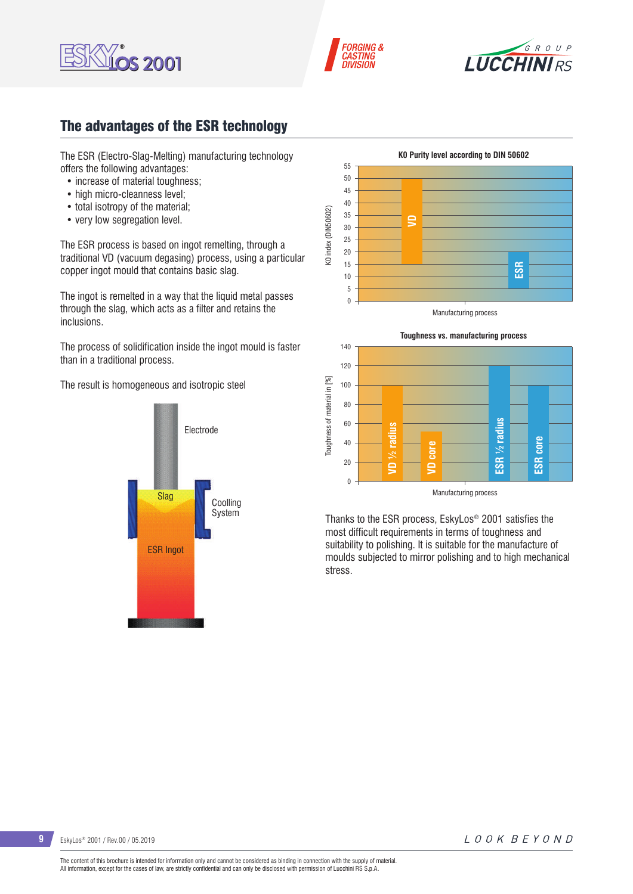## The advantages of the ESR technology

The ESR (Electro-Slag-Melting) manufacturing technology offers the following advantages:

- increase of material toughness;
- high micro-cleanness level;
- total isotropy of the material;
- very low segregation level.

The ESR process is based on ingot remelting, through a traditional VD (vacuum degasing) process, using a particular copper ingot mould that contains basic slag.

The ingot is remelted in a way that the liquid metal passes through the slag, which acts as a filter and retains the inclusions.

The process of solidification inside the ingot mould is faster than in a traditional process.

The result is homogeneous and isotropic steel

Electrode

Slag

Coolling System

ESR Ingot

**K0 Purity level according to DIN 50602**

| Manufacturing process | K0 index (DIN50602) |
|---|---|
| VD | 50 |
| ESR | 15 |

**Toughness vs. manufacturing process**

| Manufacturing process | Toughness of material in [%] |
|---|---|
| VD ½ radius | 100 |
| VD core | 52 |
| ESR ½ radius | 120 |
| ESR core | 100 |

Thanks to the ESR process, EskyLos® 2001 satisfies the most difficult requirements in terms of toughness and suitability to polishing. It is suitable for the manufacture of moulds subjected to mirror polishing and to high mechanical stress.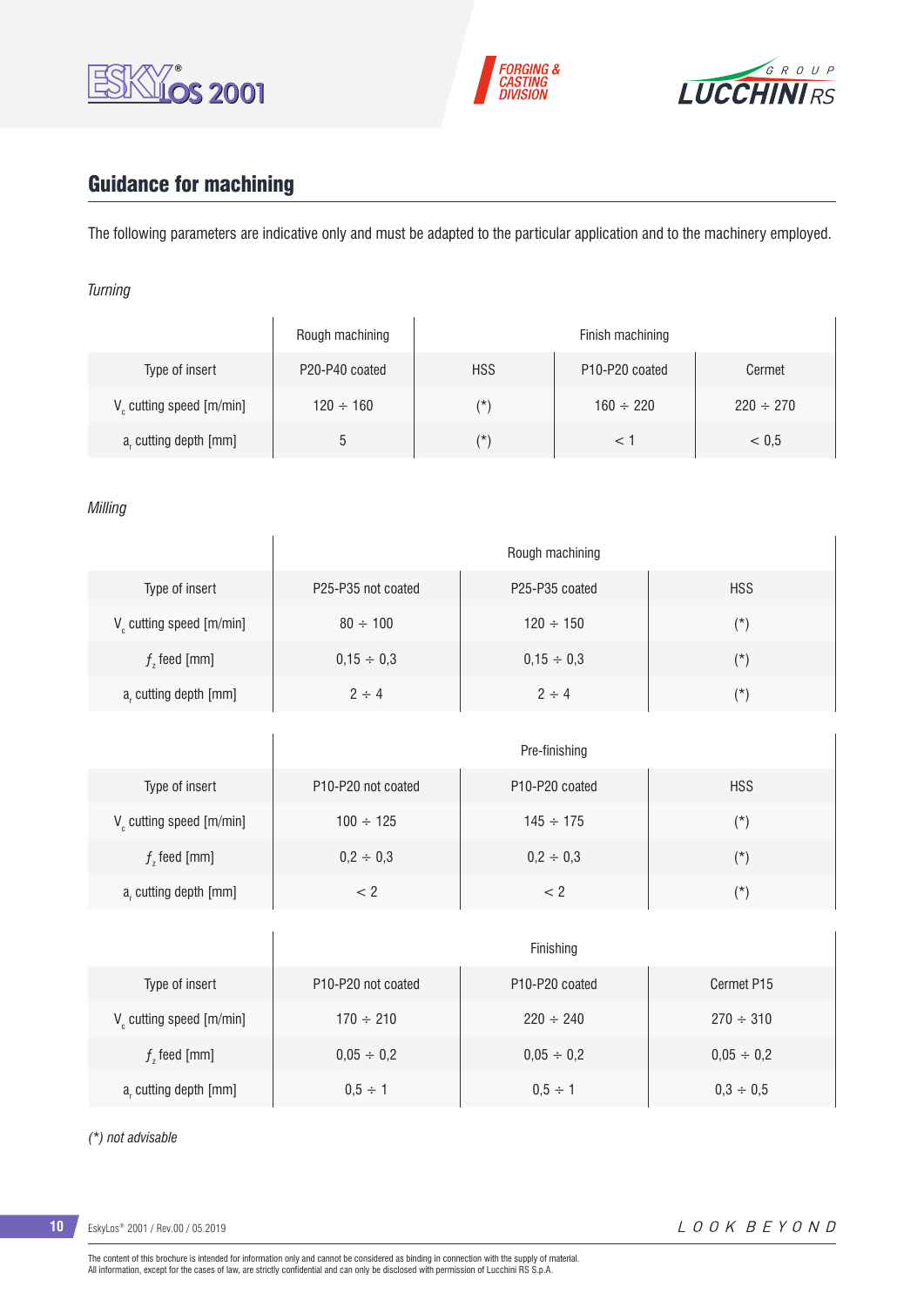## Guidance for machining

The following parameters are indicative only and must be adapted to the particular application and to the machinery employed.

*Turning*

| | Rough machining | Finish machining | | |
|---|---|---|---|---|
| Type of insert | P20-P40 coated | HSS | P10-P20 coated | Cermet |
| $V_c$ cutting speed [m/min] | 120 ÷ 160 | (*) | 160 ÷ 220 | 220 ÷ 270 |
| $a_r$ cutting depth [mm] | 5 | (*) | < 1 | < 0,5 |

*Milling*

| | Rough machining | | |
|---|---|---|---|
| Type of insert | P25-P35 not coated | P25-P35 coated | HSS |
| $V_c$ cutting speed [m/min] | 80 ÷ 100 | 120 ÷ 150 | (*) |
| $f_z$ feed [mm] | 0,15 ÷ 0,3 | 0,15 ÷ 0,3 | (*) |
| $a_r$ cutting depth [mm] | 2 ÷ 4 | 2 ÷ 4 | (*) |

| | Pre-finishing | | |
|---|---|---|---|
| Type of insert | P10-P20 not coated | P10-P20 coated | HSS |
| $V_c$ cutting speed [m/min] | 100 ÷ 125 | 145 ÷ 175 | (*) |
| $f_z$ feed [mm] | 0,2 ÷ 0,3 | 0,2 ÷ 0,3 | (*) |
| $a_r$ cutting depth [mm] | < 2 | < 2 | (*) |

| | Finishing | | |
|---|---|---|---|
| Type of insert | P10-P20 not coated | P10-P20 coated | Cermet P15 |
| $V_c$ cutting speed [m/min] | 170 ÷ 210 | 220 ÷ 240 | 270 ÷ 310 |
| $f_z$ feed [mm] | 0,05 ÷ 0,2 | 0,05 ÷ 0,2 | 0,05 ÷ 0,2 |
| $a_r$ cutting depth [mm] | 0,5 ÷ 1 | 0,5 ÷ 1 | 0,3 ÷ 0,5 |

*(*) not advisable*

The content of this brochure is intended for information only and cannot be considered as binding in connection with the supply of material.
All information, except for the cases of law, are strictly confidential and can only be disclosed with permission of Lucchini RS S.p.A.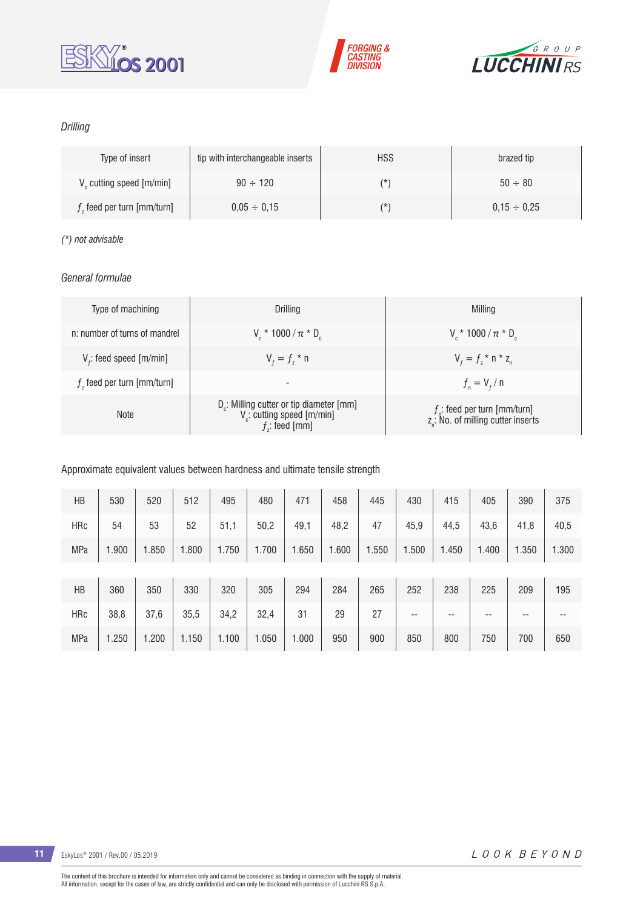*Drilling*

| Type of insert | tip with interchangeable inserts | HSS | brazed tip |
|---|---|---|---|
| $V_c$ cutting speed [m/min] | 90 ÷ 120 | (*) | 50 ÷ 80 |
| $f_z$ feed per turn [mm/turn] | 0,05 ÷ 0,15 | (*) | 0,15 ÷ 0,25 |

*(*) not advisable*

*General formulae*

| Type of machining | Drilling | Milling |
|---|---|---|
| n: number of turns of mandrel | $V_c * 1000 / \pi * D_c$ | $V_c * 1000 / \pi * D_c$ |
| $V_f$: feed speed [m/min] | $V_f = f_z * n$ | $V_f = f_z * n * z_n$ |
| $f_z$ feed per turn [mm/turn] | - | $f_n = V_f / n$ |
| Note | $D_c$: Milling cutter or tip diameter [mm]<br>$V_c$: cutting speed [m/min]<br>$f_z$: feed [mm] | $f_n$: feed per turn [mm/turn]<br>$z_n$: No. of milling cutter inserts |

Approximate equivalent values between hardness and ultimate tensile strength

| HB | 530 | 520 | 512 | 495 | 480 | 471 | 458 | 445 | 430 | 415 | 405 | 390 | 375 |
|---|---|---|---|---|---|---|---|---|---|---|---|---|---|
| HRc | 54 | 53 | 52 | 51,1 | 50,2 | 49,1 | 48,2 | 47 | 45,9 | 44,5 | 43,6 | 41,8 | 40,5 |
| MPa | 1.900 | 1.850 | 1.800 | 1.750 | 1.700 | 1.650 | 1.600 | 1.550 | 1.500 | 1.450 | 1.400 | 1.350 | 1.300 |

| HB | 360 | 350 | 330 | 320 | 305 | 294 | 284 | 265 | 252 | 238 | 225 | 209 | 195 |
|---|---|---|---|---|---|---|---|---|---|---|---|---|---|
| HRc | 38,8 | 37,6 | 35,5 | 34,2 | 32,4 | 31 | 29 | 27 | -- | -- | -- | -- | -- |
| MPa | 1.250 | 1.200 | 1.150 | 1.100 | 1.050 | 1.000 | 950 | 900 | 850 | 800 | 750 | 700 | 650 |

The content of this brochure is intended for information only and cannot be considered as binding in connection with the supply of material.
All information, except for the cases of law, are strictly confidential and can only be disclosed with permission of Lucchini RS S.p.A.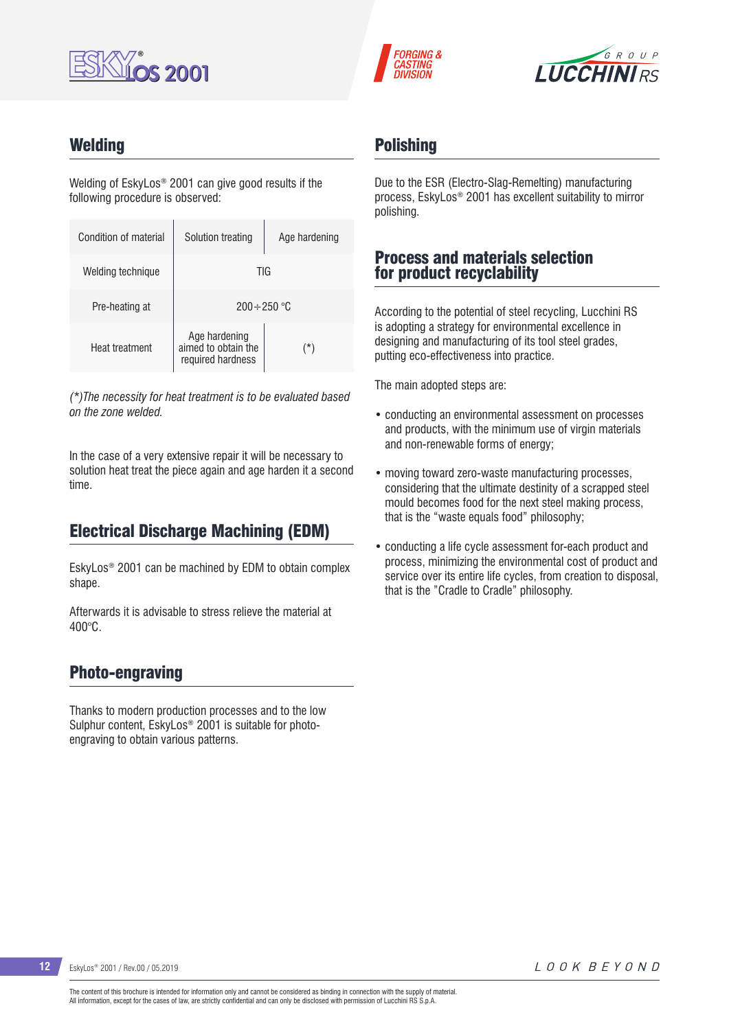## Welding

Welding of EskyLos® 2001 can give good results if the following procedure is observed:

| Condition of material | Solution treating | Age hardening |
|---|---|---|
| Welding technique | TIG | |
| Pre-heating at | 200÷250 °C | |
| Heat treatment | Age hardening aimed to obtain the required hardness | (*) |

*(*)The necessity for heat treatment is to be evaluated based on the zone welded.*

In the case of a very extensive repair it will be necessary to solution heat treat the piece again and age harden it a second time.

## Electrical Discharge Machining (EDM)

EskyLos® 2001 can be machined by EDM to obtain complex shape.

Afterwards it is advisable to stress relieve the material at 400°C.

## Photo-engraving

Thanks to modern production processes and to the low Sulphur content, EskyLos® 2001 is suitable for photo-engraving to obtain various patterns.

## Polishing

Due to the ESR (Electro-Slag-Remelting) manufacturing process, EskyLos® 2001 has excellent suitability to mirror polishing.

## Process and materials selection for product recyclability

According to the potential of steel recycling, Lucchini RS is adopting a strategy for environmental excellence in designing and manufacturing of its tool steel grades, putting eco-effectiveness into practice.

The main adopted steps are:

- conducting an environmental assessment on processes and products, with the minimum use of virgin materials and non-renewable forms of energy;
- moving toward zero-waste manufacturing processes, considering that the ultimate destinity of a scrapped steel mould becomes food for the next steel making process, that is the "waste equals food" philosophy;
- conducting a life cycle assessment for-each product and process, minimizing the environmental cost of product and service over its entire life cycles, from creation to disposal, that is the "Cradle to Cradle" philosophy.

The content of this brochure is intended for information only and cannot be considered as binding in connection with the supply of material.
All information, except for the cases of law, are strictly confidential and can only be disclosed with permission of Lucchini RS S.p.A.